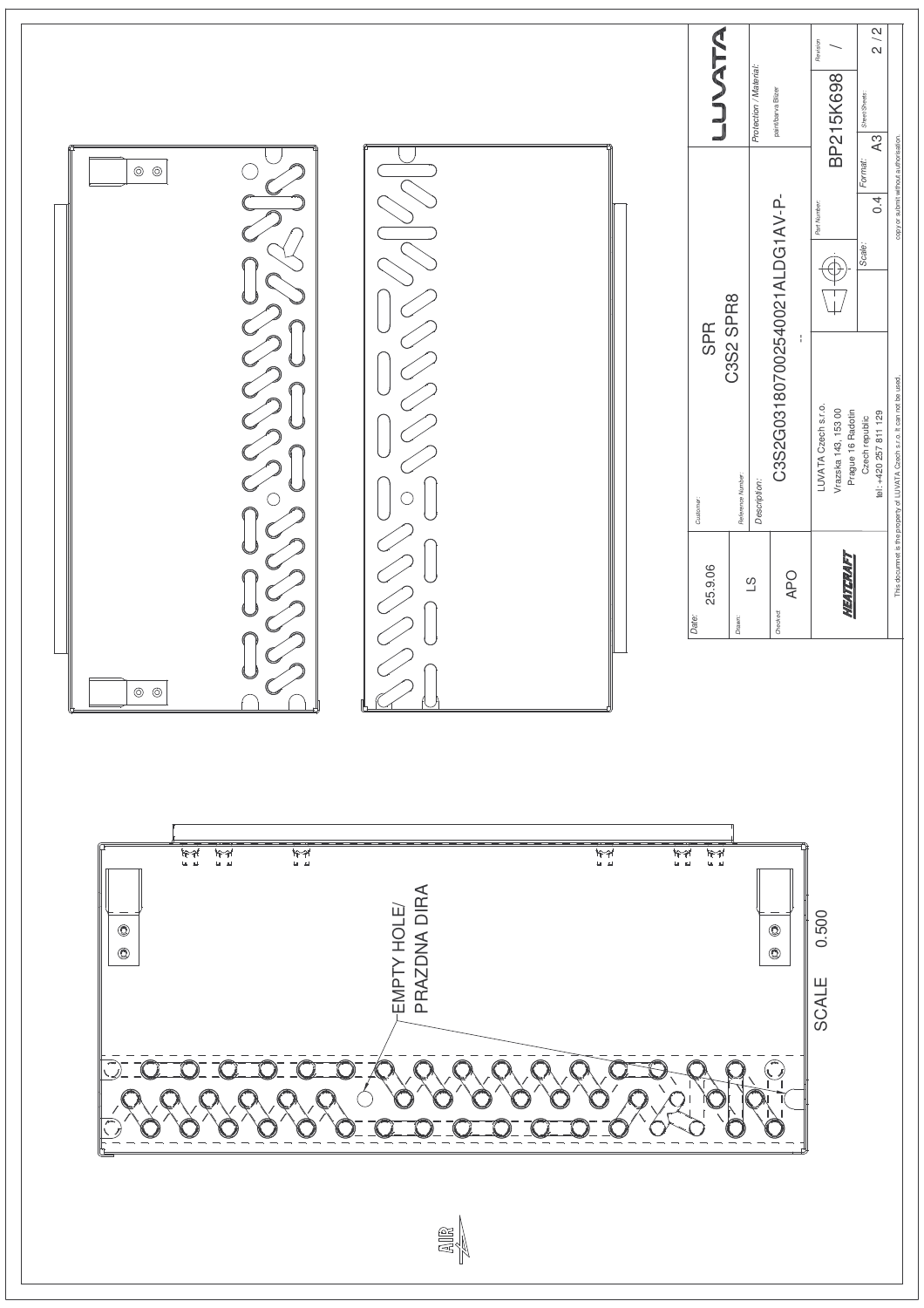EMPTY HOLE/
PRAZDNA DIRA

SCALE 0.500

| | | | |
|---|---|---|---|
| Date: 25.9.06 | Customer: | SPR<br>C3S2 SPR8 | LUVATA |
| Drawn: LS | Reference Number: | -- | Protection / Material: paint/barva Blizer |
| Checked: APO | Description: | C3S2G031807002540021ALDG1AV-P- | |
| HEATCRAFT | LUVATA Czech s.r.o.<br>Vrazska 143, 153 00<br>Prague 16 Radotin<br>Czech republic<br>tel.: +420 257 811 129 | Part Number: BP215K698 | Revision: / |
| | | Scale: 0.4 | Format: A3 | Sheet/Sheets: 2 / 2 |

This document is the property of LUVATA Czech s.r.o. It can not be used, copy or submit without authorisation.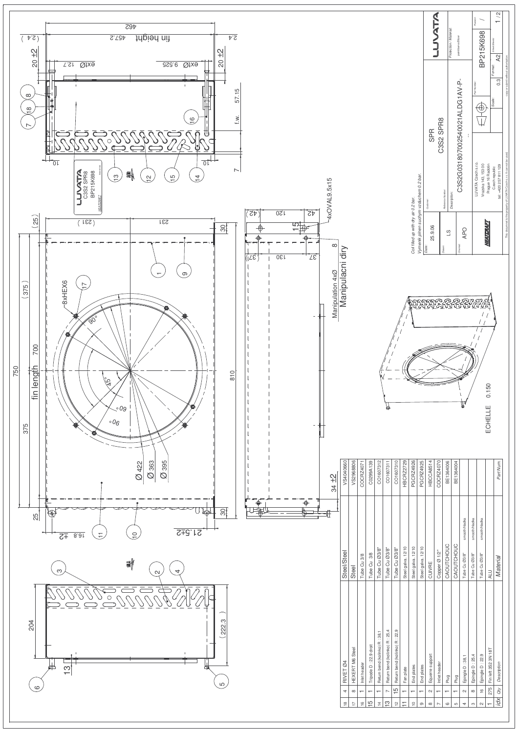462

457.2 fin height

(2.4) 2.4

20 ±2 20 ±2

extØ 12.7 extØ 9.525

f.w. 57.15

10 10 7

LUVATA C3S2 SPR8 BP215K698 HEATCRAFT

(25) (231) 231 30 30

(375) 700 375 25

750 fin length 810

8xHEX6

90° 45° 60° 90°

Ø 422 Ø 363 Ø 395

16.8 ±2 21.5±2

34 ±2

(42) 120 42 15 (37) 130 37 8

4xOVAL9.5x15

Manipulation 4xØ
Manipulacni diry

204 13 (222.3)

ECHELLE 0.150

| idx | Qty | Description | Material | Part Num. |
|---|---|---|---|---|
| 18 | 4 | RIVET Ø4 | Steel/Steel | VS4040660 |
| 17 | 8 | HEXERT M6 Steel | Steel | VS2968806 |
| 16 | 1 | Inlet header | Tube Cu 3/8 | COCRZ4071 |
| 15 | 1 | Tripode D : 22.9 droit | Tube Cu 3/8 | C0299A139 |
| 14 | 1 | Return bend (kolínko) R : 38.1 | Tube Cu Ø3/8" | CO1607312 |
| 13 | 7 | Return bend (kolínko) R : 25.4 | Tube Cu Ø3/8" | CO1607311 |
| 12 | 15 | Return bend (kolínko) R : 22.9 | Tube Cu Ø3/8" | CO1607310 |
| 11 | 1 | Fan plate | Steel galva. 12/10 | HBCRZ2729 |
| 10 | 1 | End plates | Steel galva. 12/10 | PGCRZ4926 |
| 9 | 1 | End plates | Steel galva. 12/10 | PGCRZ4925 |
| 8 | 2 | Equerre support | CUIVRE | HBCCA8514 |
| 7 | 1 | Inlet header | Copper Ø 1/2" | COCRZ4070 |
| 6 | 1 | Plug | CAOUTCHOUC | BE1364006 |
| 5 | 1 | Plug | CAOUTCHOUC | BE1364004 |
| 4 | 2 | Epingle D : 38.1 | Tube Cu Ø3/8" smooth/hladka | |
| 3 | 8 | Epingle D : 25.4 | Tube Cu Ø3/8" smooth/hladka | |
| 2 | 16 | Epingle D : 22.9 | Tube Cu Ø3/8" smooth/hladka | |
| 1 | 275 | Fin left 3S2 3N18T | ALU | |

Coil filled up with dry air 0.2 bar.
Vymenik plnen suchym vzduchem 0.2 bar.

| | | |
|---|---|---|
| Date: 25.9.06 | Customer: SPR | |
| Drawn: LS | Reference Number: C3S2 SPR8 | |
| Checked: APO | Description: C3S2G03180700254002 1ALDG1AV-P- | Protection / Material: paintfree/Bitzer |
| HEATCRAFT | LUVATA Czech s.r.o. Vrazska 143, 153 00 Prague 16 Radotin Czech republic tel: +420 257 811 129 | Part Number: BP215K698 |
| | Scale: 0.3 | Format: A2 |

LUVATA

This document is the property of LUVATA Czech s.r.o. It cannot be used, copy nor sent without authorization.